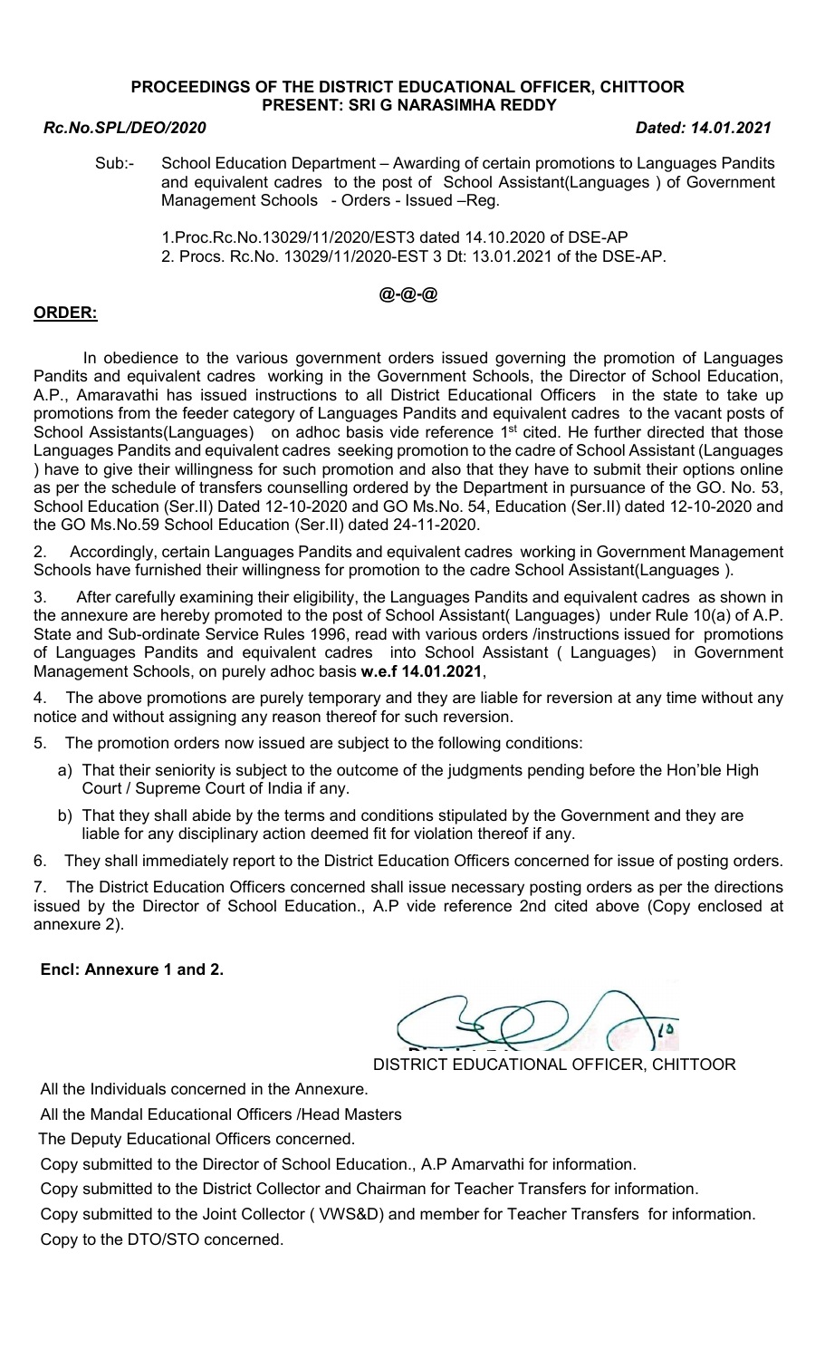**PROCEEDINGS OF THE DISTRICT EDUCATIONAL OFFICER, CHITTOOR**
**PRESENT: SRI G NARASIMHA REDDY**

***Rc.No.SPL/DEO/2020*** ***Dated: 14.01.2021***

Sub:- School Education Department – Awarding of certain promotions to Languages Pandits and equivalent cadres to the post of School Assistant(Languages ) of Government Management Schools - Orders - Issued –Reg.

1.Proc.Rc.No.13029/11/2020/EST3 dated 14.10.2020 of DSE-AP
2. Procs. Rc.No. 13029/11/2020-EST 3 Dt: 13.01.2021 of the DSE-AP.

**@-@-@**

**ORDER:**

In obedience to the various government orders issued governing the promotion of Languages Pandits and equivalent cadres working in the Government Schools, the Director of School Education, A.P., Amaravathi has issued instructions to all District Educational Officers in the state to take up promotions from the feeder category of Languages Pandits and equivalent cadres to the vacant posts of School Assistants(Languages) on adhoc basis vide reference 1st cited. He further directed that those Languages Pandits and equivalent cadres seeking promotion to the cadre of School Assistant (Languages ) have to give their willingness for such promotion and also that they have to submit their options online as per the schedule of transfers counselling ordered by the Department in pursuance of the GO. No. 53, School Education (Ser.II) Dated 12-10-2020 and GO Ms.No. 54, Education (Ser.II) dated 12-10-2020 and the GO Ms.No.59 School Education (Ser.II) dated 24-11-2020.

2. Accordingly, certain Languages Pandits and equivalent cadres working in Government Management Schools have furnished their willingness for promotion to the cadre School Assistant(Languages ).

3. After carefully examining their eligibility, the Languages Pandits and equivalent cadres as shown in the annexure are hereby promoted to the post of School Assistant( Languages) under Rule 10(a) of A.P. State and Sub-ordinate Service Rules 1996, read with various orders /instructions issued for promotions of Languages Pandits and equivalent cadres into School Assistant ( Languages) in Government Management Schools, on purely adhoc basis **w.e.f 14.01.2021**,

4. The above promotions are purely temporary and they are liable for reversion at any time without any notice and without assigning any reason thereof for such reversion.

5. The promotion orders now issued are subject to the following conditions:

a) That their seniority is subject to the outcome of the judgments pending before the Hon'ble High Court / Supreme Court of India if any.

b) That they shall abide by the terms and conditions stipulated by the Government and they are liable for any disciplinary action deemed fit for violation thereof if any.

6. They shall immediately report to the District Education Officers concerned for issue of posting orders.

7. The District Education Officers concerned shall issue necessary posting orders as per the directions issued by the Director of School Education., A.P vide reference 2nd cited above (Copy enclosed at annexure 2).

**Encl: Annexure 1 and 2.**

DISTRICT EDUCATIONAL OFFICER, CHITTOOR

All the Individuals concerned in the Annexure.
All the Mandal Educational Officers /Head Masters
The Deputy Educational Officers concerned.
Copy submitted to the Director of School Education., A.P Amarvathi for information.
Copy submitted to the District Collector and Chairman for Teacher Transfers for information.
Copy submitted to the Joint Collector ( VWS&D) and member for Teacher Transfers for information.
Copy to the DTO/STO concerned.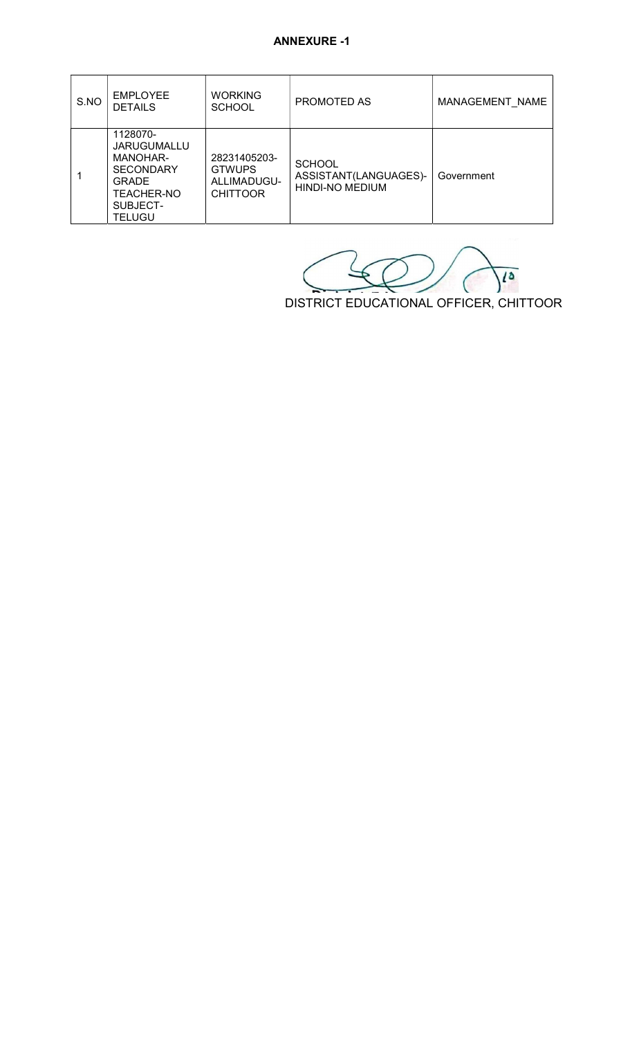## ANNEXURE -1

| S.NO | EMPLOYEE DETAILS | WORKING SCHOOL | PROMOTED AS | MANAGEMENT_NAME |
|---|---|---|---|---|
| 1 | 1128070-JARUGUMALLU MANOHAR-SECONDARY GRADE TEACHER-NO SUBJECT-TELUGU | 28231405203-GTWUPS ALLIMADUGU-CHITTOOR | SCHOOL ASSISTANT(LANGUAGES)-HINDI-NO MEDIUM | Government |

DISTRICT EDUCATIONAL OFFICER, CHITTOOR